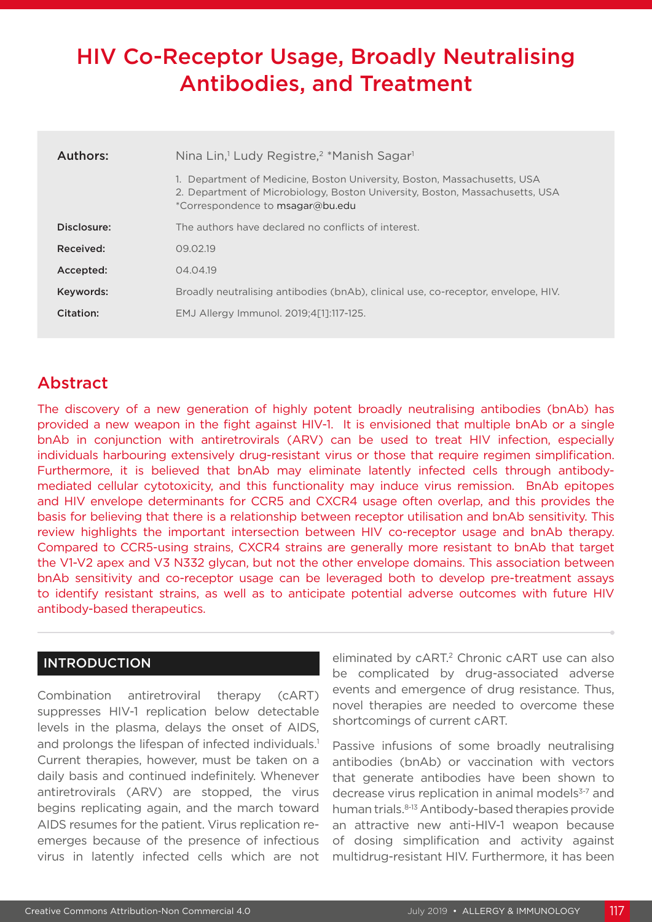# HIV Co-Receptor Usage, Broadly Neutralising Antibodies, and Treatment

| | |
|---|---|
| **Authors:** | Nina Lin,[1] Ludy Registre,[2] *Manish Sagar[1] |
| | 1. Department of Medicine, Boston University, Boston, Massachusetts, USA<br>2. Department of Microbiology, Boston University, Boston, Massachusetts, USA<br>*Correspondence to msagar@bu.edu |
| **Disclosure:** | The authors have declared no conflicts of interest. |
| **Received:** | 09.02.19 |
| **Accepted:** | 04.04.19 |
| **Keywords:** | Broadly neutralising antibodies (bnAb), clinical use, co-receptor, envelope, HIV. |
| **Citation:** | EMJ Allergy Immunol. 2019;4[1]:117-125. |

## Abstract

The discovery of a new generation of highly potent broadly neutralising antibodies (bnAb) has provided a new weapon in the fight against HIV-1. It is envisioned that multiple bnAb or a single bnAb in conjunction with antiretrovirals (ARV) can be used to treat HIV infection, especially individuals harbouring extensively drug-resistant virus or those that require regimen simplification. Furthermore, it is believed that bnAb may eliminate latently infected cells through antibody-mediated cellular cytotoxicity, and this functionality may induce virus remission. BnAb epitopes and HIV envelope determinants for CCR5 and CXCR4 usage often overlap, and this provides the basis for believing that there is a relationship between receptor utilisation and bnAb sensitivity. This review highlights the important intersection between HIV co-receptor usage and bnAb therapy. Compared to CCR5-using strains, CXCR4 strains are generally more resistant to bnAb that target the V1-V2 apex and V3 N332 glycan, but not the other envelope domains. This association between bnAb sensitivity and co-receptor usage can be leveraged both to develop pre-treatment assays to identify resistant strains, as well as to anticipate potential adverse outcomes with future HIV antibody-based therapeutics.

## INTRODUCTION

Combination antiretroviral therapy (cART) suppresses HIV-1 replication below detectable levels in the plasma, delays the onset of AIDS, and prolongs the lifespan of infected individuals.[1] Current therapies, however, must be taken on a daily basis and continued indefinitely. Whenever antiretrovirals (ARV) are stopped, the virus begins replicating again, and the march toward AIDS resumes for the patient. Virus replication re-emerges because of the presence of infectious virus in latently infected cells which are not eliminated by cART.[2] Chronic cART use can also be complicated by drug-associated adverse events and emergence of drug resistance. Thus, novel therapies are needed to overcome these shortcomings of current cART.

Passive infusions of some broadly neutralising antibodies (bnAb) or vaccination with vectors that generate antibodies have been shown to decrease virus replication in animal models[3-7] and human trials.[8-13] Antibody-based therapies provide an attractive new anti-HIV-1 weapon because of dosing simplification and activity against multidrug-resistant HIV. Furthermore, it has been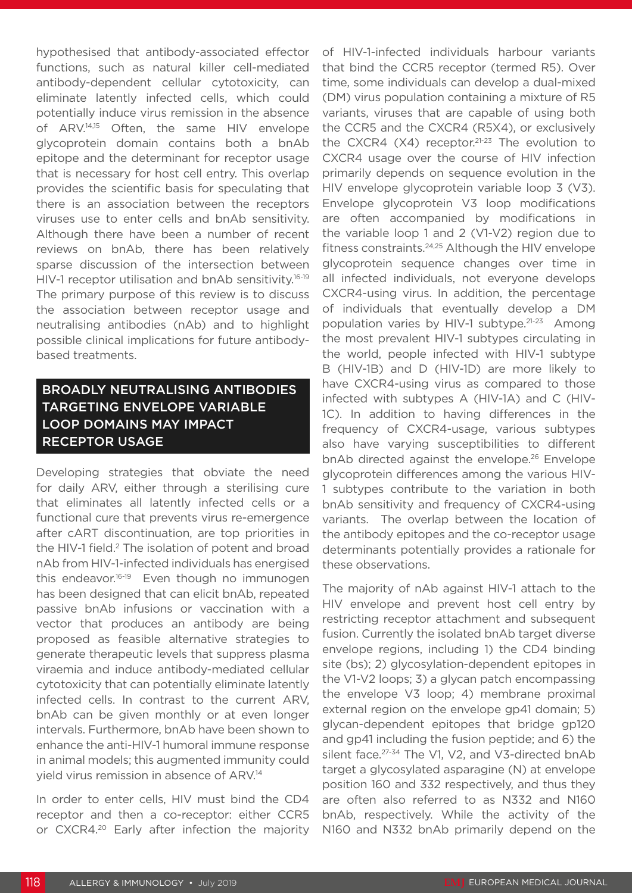hypothesised that antibody-associated effector functions, such as natural killer cell-mediated antibody-dependent cellular cytotoxicity, can eliminate latently infected cells, which could potentially induce virus remission in the absence of ARV.[14,15] Often, the same HIV envelope glycoprotein domain contains both a bnAb epitope and the determinant for receptor usage that is necessary for host cell entry. This overlap provides the scientific basis for speculating that there is an association between the receptors viruses use to enter cells and bnAb sensitivity. Although there have been a number of recent reviews on bnAb, there has been relatively sparse discussion of the intersection between HIV-1 receptor utilisation and bnAb sensitivity.[16-19] The primary purpose of this review is to discuss the association between receptor usage and neutralising antibodies (nAb) and to highlight possible clinical implications for future antibody-based treatments.

## BROADLY NEUTRALISING ANTIBODIES TARGETING ENVELOPE VARIABLE LOOP DOMAINS MAY IMPACT RECEPTOR USAGE

Developing strategies that obviate the need for daily ARV, either through a sterilising cure that eliminates all latently infected cells or a functional cure that prevents virus re-emergence after cART discontinuation, are top priorities in the HIV-1 field.[2] The isolation of potent and broad nAb from HIV-1-infected individuals has energised this endeavor.[16-19] Even though no immunogen has been designed that can elicit bnAb, repeated passive bnAb infusions or vaccination with a vector that produces an antibody are being proposed as feasible alternative strategies to generate therapeutic levels that suppress plasma viraemia and induce antibody-mediated cellular cytotoxicity that can potentially eliminate latently infected cells. In contrast to the current ARV, bnAb can be given monthly or at even longer intervals. Furthermore, bnAb have been shown to enhance the anti-HIV-1 humoral immune response in animal models; this augmented immunity could yield virus remission in absence of ARV.[14]

In order to enter cells, HIV must bind the CD4 receptor and then a co-receptor: either CCR5 or CXCR4.[20] Early after infection the majority of HIV-1-infected individuals harbour variants that bind the CCR5 receptor (termed R5). Over time, some individuals can develop a dual-mixed (DM) virus population containing a mixture of R5 variants, viruses that are capable of using both the CCR5 and the CXCR4 (R5X4), or exclusively the CXCR4 (X4) receptor.[21-23] The evolution to CXCR4 usage over the course of HIV infection primarily depends on sequence evolution in the HIV envelope glycoprotein variable loop 3 (V3). Envelope glycoprotein V3 loop modifications are often accompanied by modifications in the variable loop 1 and 2 (V1-V2) region due to fitness constraints.[24,25] Although the HIV envelope glycoprotein sequence changes over time in all infected individuals, not everyone develops CXCR4-using virus. In addition, the percentage of individuals that eventually develop a DM population varies by HIV-1 subtype.[21-23] Among the most prevalent HIV-1 subtypes circulating in the world, people infected with HIV-1 subtype B (HIV-1B) and D (HIV-1D) are more likely to have CXCR4-using virus as compared to those infected with subtypes A (HIV-1A) and C (HIV-1C). In addition to having differences in the frequency of CXCR4-usage, various subtypes also have varying susceptibilities to different bnAb directed against the envelope.[26] Envelope glycoprotein differences among the various HIV-1 subtypes contribute to the variation in both bnAb sensitivity and frequency of CXCR4-using variants. The overlap between the location of the antibody epitopes and the co-receptor usage determinants potentially provides a rationale for these observations.

The majority of nAb against HIV-1 attach to the HIV envelope and prevent host cell entry by restricting receptor attachment and subsequent fusion. Currently the isolated bnAb target diverse envelope regions, including 1) the CD4 binding site (bs); 2) glycosylation-dependent epitopes in the V1-V2 loops; 3) a glycan patch encompassing the envelope V3 loop; 4) membrane proximal external region on the envelope gp41 domain; 5) glycan-dependent epitopes that bridge gp120 and gp41 including the fusion peptide; and 6) the silent face.[27-34] The V1, V2, and V3-directed bnAb target a glycosylated asparagine (N) at envelope position 160 and 332 respectively, and thus they are often also referred to as N332 and N160 bnAb, respectively. While the activity of the N160 and N332 bnAb primarily depend on the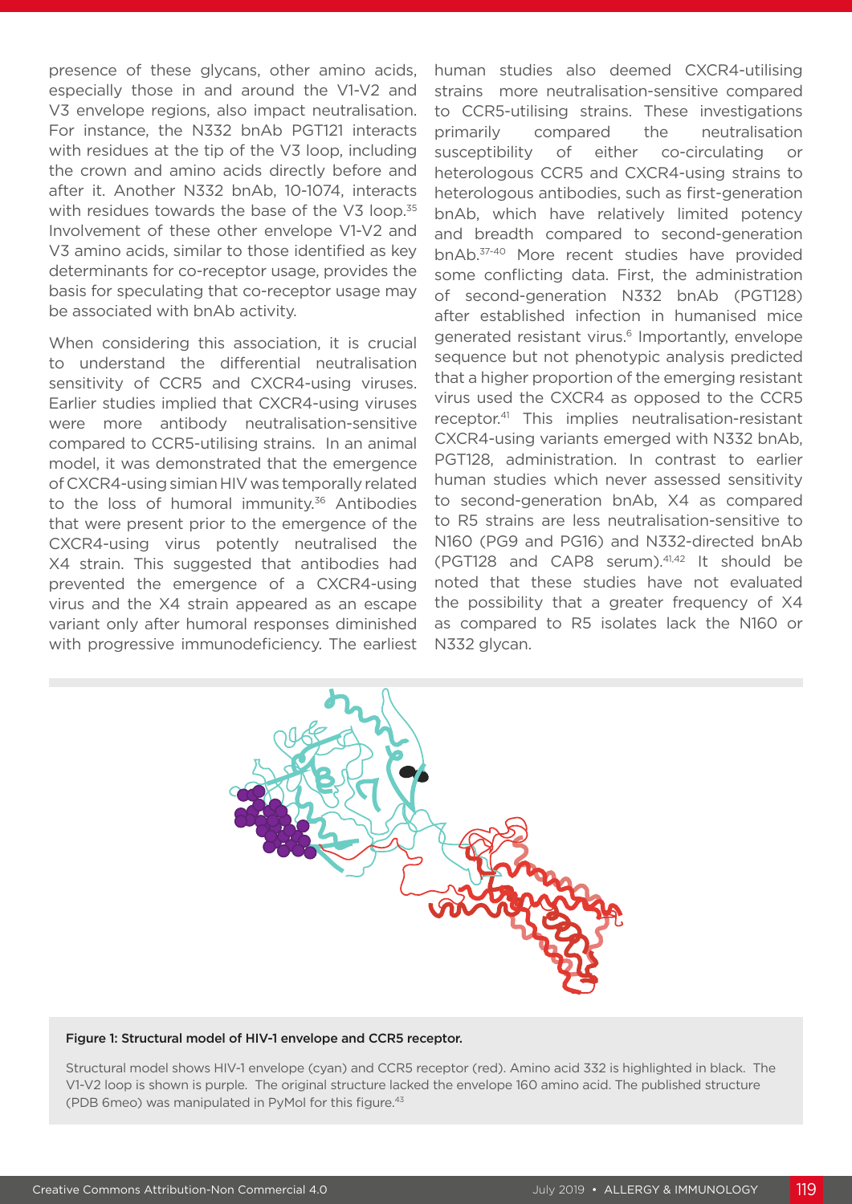presence of these glycans, other amino acids, especially those in and around the V1-V2 and V3 envelope regions, also impact neutralisation. For instance, the N332 bnAb PGT121 interacts with residues at the tip of the V3 loop, including the crown and amino acids directly before and after it. Another N332 bnAb, 10-1074, interacts with residues towards the base of the V3 loop.[35] Involvement of these other envelope V1-V2 and V3 amino acids, similar to those identified as key determinants for co-receptor usage, provides the basis for speculating that co-receptor usage may be associated with bnAb activity.

When considering this association, it is crucial to understand the differential neutralisation sensitivity of CCR5 and CXCR4-using viruses. Earlier studies implied that CXCR4-using viruses were more antibody neutralisation-sensitive compared to CCR5-utilising strains. In an animal model, it was demonstrated that the emergence of CXCR4-using simian HIV was temporally related to the loss of humoral immunity.[36] Antibodies that were present prior to the emergence of the CXCR4-using virus potently neutralised the X4 strain. This suggested that antibodies had prevented the emergence of a CXCR4-using virus and the X4 strain appeared as an escape variant only after humoral responses diminished with progressive immunodeficiency. The earliest human studies also deemed CXCR4-utilising strains more neutralisation-sensitive compared to CCR5-utilising strains. These investigations primarily compared the neutralisation susceptibility of either co-circulating or heterologous CCR5 and CXCR4-using strains to heterologous antibodies, such as first-generation bnAb, which have relatively limited potency and breadth compared to second-generation bnAb.[37-40] More recent studies have provided some conflicting data. First, the administration of second-generation N332 bnAb (PGT128) after established infection in humanised mice generated resistant virus.[6] Importantly, envelope sequence but not phenotypic analysis predicted that a higher proportion of the emerging resistant virus used the CXCR4 as opposed to the CCR5 receptor.[41] This implies neutralisation-resistant CXCR4-using variants emerged with N332 bnAb, PGT128, administration. In contrast to earlier human studies which never assessed sensitivity to second-generation bnAb, X4 as compared to R5 strains are less neutralisation-sensitive to N160 (PG9 and PG16) and N332-directed bnAb (PGT128 and CAP8 serum).[41,42] It should be noted that these studies have not evaluated the possibility that a greater frequency of X4 as compared to R5 isolates lack the N160 or N332 glycan.

**Figure 1: Structural model of HIV-1 envelope and CCR5 receptor.**

Structural model shows HIV-1 envelope (cyan) and CCR5 receptor (red). Amino acid 332 is highlighted in black. The V1-V2 loop is shown is purple. The original structure lacked the envelope 160 amino acid. The published structure (PDB 6meo) was manipulated in PyMol for this figure.[43]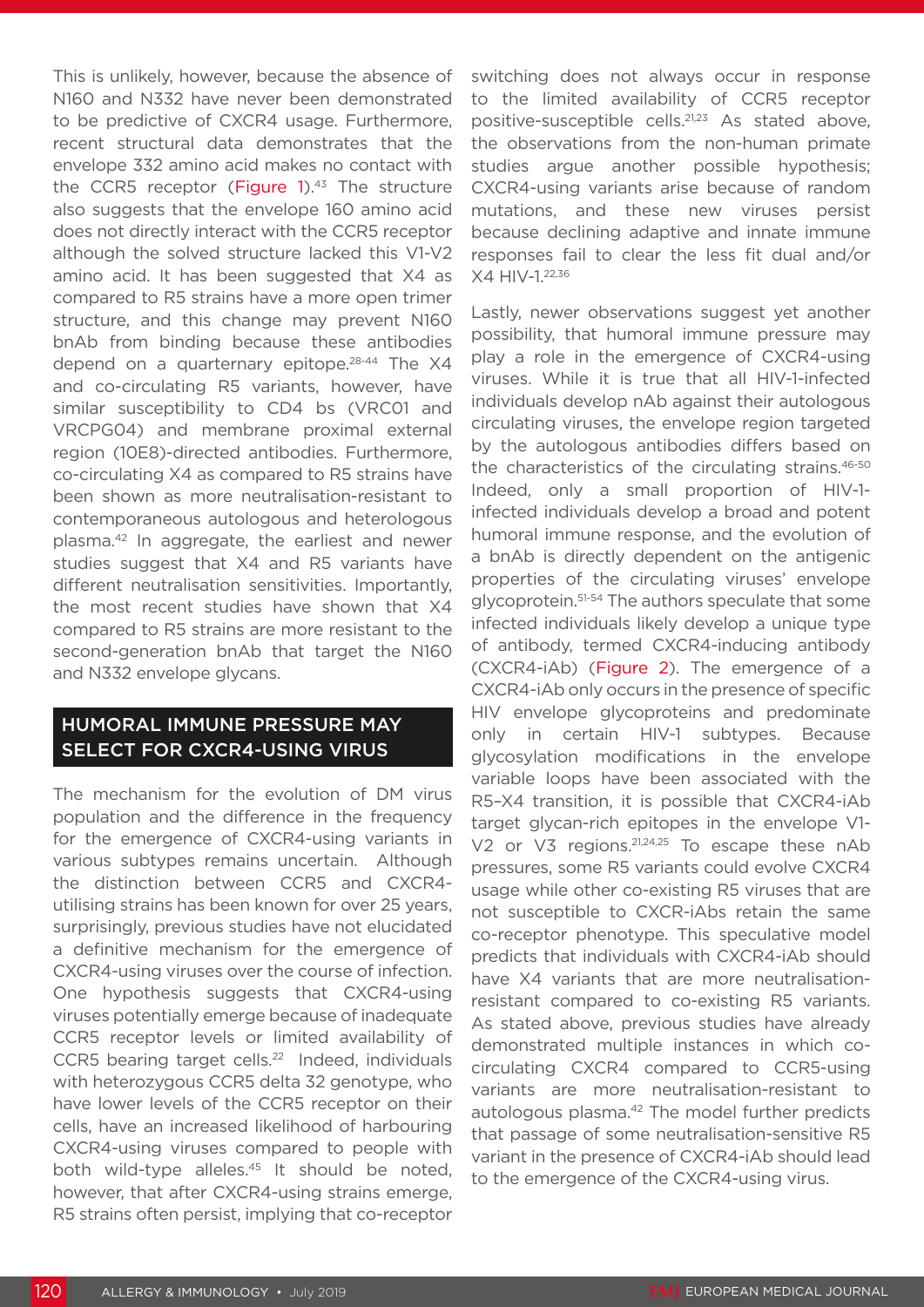This is unlikely, however, because the absence of N160 and N332 have never been demonstrated to be predictive of CXCR4 usage. Furthermore, recent structural data demonstrates that the envelope 332 amino acid makes no contact with the CCR5 receptor (Figure 1).[43] The structure also suggests that the envelope 160 amino acid does not directly interact with the CCR5 receptor although the solved structure lacked this V1-V2 amino acid. It has been suggested that X4 as compared to R5 strains have a more open trimer structure, and this change may prevent N160 bnAb from binding because these antibodies depend on a quarternary epitope.[28-44] The X4 and co-circulating R5 variants, however, have similar susceptibility to CD4 bs (VRC01 and VRCPG04) and membrane proximal external region (10E8)-directed antibodies. Furthermore, co-circulating X4 as compared to R5 strains have been shown as more neutralisation-resistant to contemporaneous autologous and heterologous plasma.[42] In aggregate, the earliest and newer studies suggest that X4 and R5 variants have different neutralisation sensitivities. Importantly, the most recent studies have shown that X4 compared to R5 strains are more resistant to the second-generation bnAb that target the N160 and N332 envelope glycans.

## HUMORAL IMMUNE PRESSURE MAY SELECT FOR CXCR4-USING VIRUS

The mechanism for the evolution of DM virus population and the difference in the frequency for the emergence of CXCR4-using variants in various subtypes remains uncertain. Although the distinction between CCR5 and CXCR4-utilising strains has been known for over 25 years, surprisingly, previous studies have not elucidated a definitive mechanism for the emergence of CXCR4-using viruses over the course of infection. One hypothesis suggests that CXCR4-using viruses potentially emerge because of inadequate CCR5 receptor levels or limited availability of CCR5 bearing target cells.[22] Indeed, individuals with heterozygous CCR5 delta 32 genotype, who have lower levels of the CCR5 receptor on their cells, have an increased likelihood of harbouring CXCR4-using viruses compared to people with both wild-type alleles.[45] It should be noted, however, that after CXCR4-using strains emerge, R5 strains often persist, implying that co-receptor switching does not always occur in response to the limited availability of CCR5 receptor positive-susceptible cells.[21,23] As stated above, the observations from the non-human primate studies argue another possible hypothesis; CXCR4-using variants arise because of random mutations, and these new viruses persist because declining adaptive and innate immune responses fail to clear the less fit dual and/or X4 HIV-1.[22,36]

Lastly, newer observations suggest yet another possibility, that humoral immune pressure may play a role in the emergence of CXCR4-using viruses. While it is true that all HIV-1-infected individuals develop nAb against their autologous circulating viruses, the envelope region targeted by the autologous antibodies differs based on the characteristics of the circulating strains.[46-50] Indeed, only a small proportion of HIV-1-infected individuals develop a broad and potent humoral immune response, and the evolution of a bnAb is directly dependent on the antigenic properties of the circulating viruses' envelope glycoprotein.[51-54] The authors speculate that some infected individuals likely develop a unique type of antibody, termed CXCR4-inducing antibody (CXCR4-iAb) (Figure 2). The emergence of a CXCR4-iAb only occurs in the presence of specific HIV envelope glycoproteins and predominate only in certain HIV-1 subtypes. Because glycosylation modifications in the envelope variable loops have been associated with the R5–X4 transition, it is possible that CXCR4-iAb target glycan-rich epitopes in the envelope V1-V2 or V3 regions.[21,24,25] To escape these nAb pressures, some R5 variants could evolve CXCR4 usage while other co-existing R5 viruses that are not susceptible to CXCR-iAbs retain the same co-receptor phenotype. This speculative model predicts that individuals with CXCR4-iAb should have X4 variants that are more neutralisation-resistant compared to co-existing R5 variants. As stated above, previous studies have already demonstrated multiple instances in which co-circulating CXCR4 compared to CCR5-using variants are more neutralisation-resistant to autologous plasma.[42] The model further predicts that passage of some neutralisation-sensitive R5 variant in the presence of CXCR4-iAb should lead to the emergence of the CXCR4-using virus.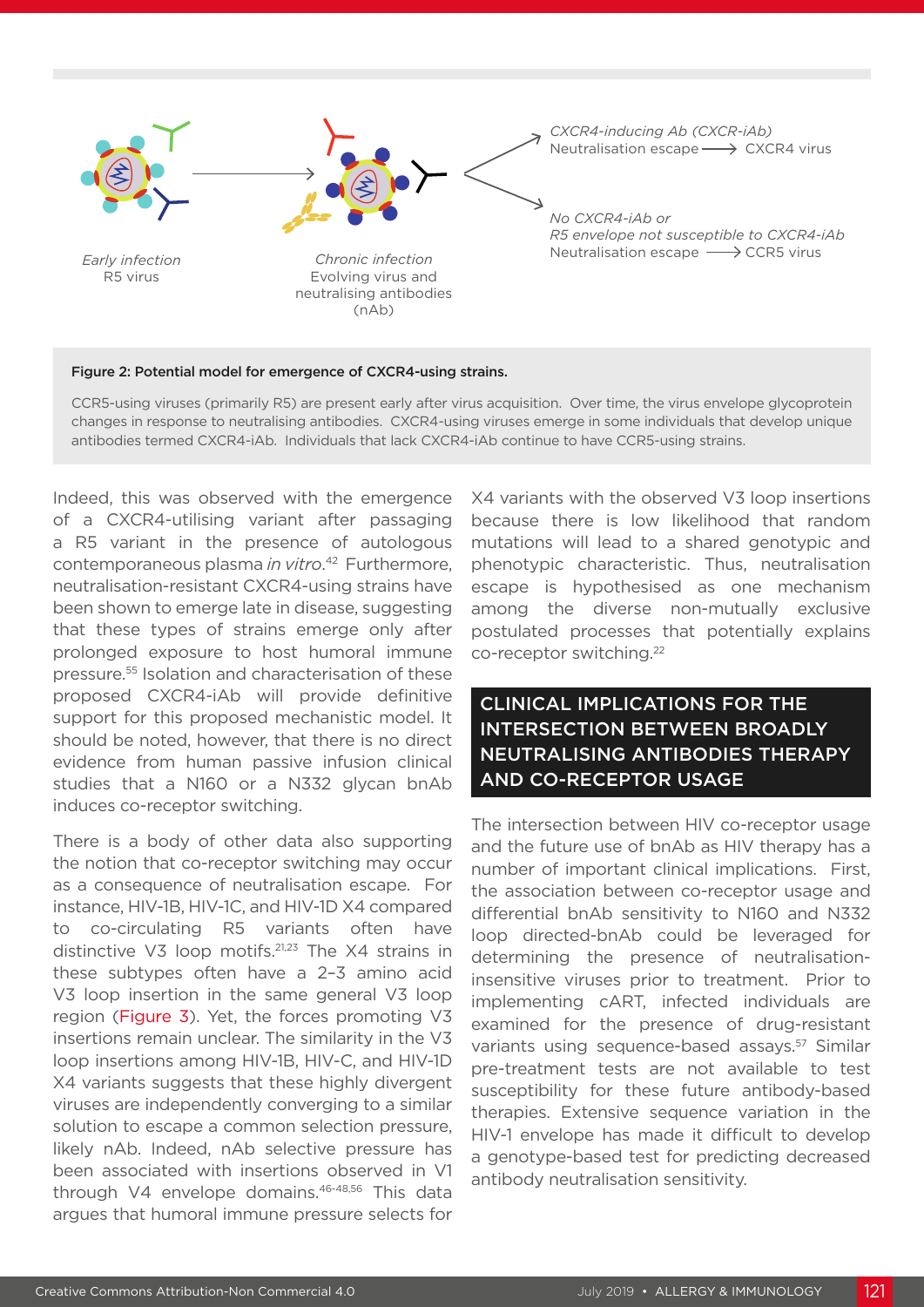Early infection
R5 virus

Chronic infection
Evolving virus and neutralising antibodies (nAb)

*CXCR4-inducing Ab (CXCR-iAb)*
Neutralisation escape ⟶ CXCR4 virus

*No CXCR4-iAb or R5 envelope not susceptible to CXCR4-iAb*
Neutralisation escape ⟶ CCR5 virus

**Figure 2: Potential model for emergence of CXCR4-using strains.**

CCR5-using viruses (primarily R5) are present early after virus acquisition. Over time, the virus envelope glycoprotein changes in response to neutralising antibodies. CXCR4-using viruses emerge in some individuals that develop unique antibodies termed CXCR4-iAb. Individuals that lack CXCR4-iAb continue to have CCR5-using strains.

Indeed, this was observed with the emergence of a CXCR4-utilising variant after passaging a R5 variant in the presence of autologous contemporaneous plasma *in vitro*.[42] Furthermore, neutralisation-resistant CXCR4-using strains have been shown to emerge late in disease, suggesting that these types of strains emerge only after prolonged exposure to host humoral immune pressure.[55] Isolation and characterisation of these proposed CXCR4-iAb will provide definitive support for this proposed mechanistic model. It should be noted, however, that there is no direct evidence from human passive infusion clinical studies that a N160 or a N332 glycan bnAb induces co-receptor switching.

There is a body of other data also supporting the notion that co-receptor switching may occur as a consequence of neutralisation escape. For instance, HIV-1B, HIV-1C, and HIV-1D X4 compared to co-circulating R5 variants often have distinctive V3 loop motifs.[21,23] The X4 strains in these subtypes often have a 2–3 amino acid V3 loop insertion in the same general V3 loop region (Figure 3). Yet, the forces promoting V3 insertions remain unclear. The similarity in the V3 loop insertions among HIV-1B, HIV-C, and HIV-1D X4 variants suggests that these highly divergent viruses are independently converging to a similar solution to escape a common selection pressure, likely nAb. Indeed, nAb selective pressure has been associated with insertions observed in V1 through V4 envelope domains.[46-48,56] This data argues that humoral immune pressure selects for X4 variants with the observed V3 loop insertions because there is low likelihood that random mutations will lead to a shared genotypic and phenotypic characteristic. Thus, neutralisation escape is hypothesised as one mechanism among the diverse non-mutually exclusive postulated processes that potentially explains co-receptor switching.[22]

## CLINICAL IMPLICATIONS FOR THE INTERSECTION BETWEEN BROADLY NEUTRALISING ANTIBODIES THERAPY AND CO-RECEPTOR USAGE

The intersection between HIV co-receptor usage and the future use of bnAb as HIV therapy has a number of important clinical implications. First, the association between co-receptor usage and differential bnAb sensitivity to N160 and N332 loop directed-bnAb could be leveraged for determining the presence of neutralisation-insensitive viruses prior to treatment. Prior to implementing cART, infected individuals are examined for the presence of drug-resistant variants using sequence-based assays.[57] Similar pre-treatment tests are not available to test susceptibility for these future antibody-based therapies. Extensive sequence variation in the HIV-1 envelope has made it difficult to develop a genotype-based test for predicting decreased antibody neutralisation sensitivity.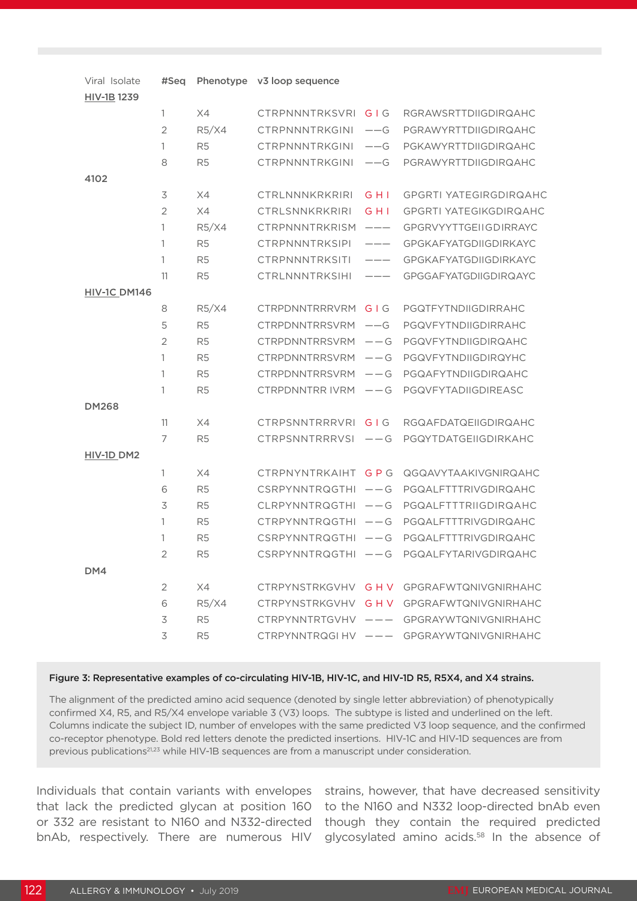| Viral Isolate | #Seq | Phenotype | v3 loop sequence | | |
|---|---|---|---|---|---|
| HIV-1B 1239 | | | | | |
| | 1 | X4 | CTRPNNNTRKSVRI | **G I G** | RGRAWSRTTDIIGDIRQAHC |
| | 2 | R5/X4 | CTRPNNNTRKGINI | – – G | PGRAWYRTTDIIGDIRQAHC |
| | 1 | R5 | CTRPNNNTRKGINI | – – G | PGKAWYRTTDIIGDIRQAHC |
| | 8 | R5 | CTRPNNNTRKGINI | – – G | PGRAWYRTTDIIGDIRQAHC |
| 4102 | | | | | |
| | 3 | X4 | CTRLNNNKRKRIRI | **G H I** | GPGRTI YATEGIRGDIRQAHC |
| | 2 | X4 | CTRLSNNKRKRIRI | **G H I** | GPGRTI YATEGIKGDIRQAHC |
| | 1 | R5/X4 | CTRPNNNTRKRISM | – – – | GPGRVYYTTGEIIGDIRRAYC |
| | 1 | R5 | CTRPNNNTRKSIPI | – – – | GPGKAFYATGDIIGDIRKAYC |
| | 1 | R5 | CTRPNNNTRKSITI | – – – | GPGKAFYATGDIIGDIRKAYC |
| | 11 | R5 | CTRLNNNTRKSIHI | – – – | GPGGAFYATGDIIGDIRQAYC |
| HIV-1C DM146 | | | | | |
| | 8 | R5/X4 | CTRPDNNTRRRVRM | **G I G** | PGQTFYTNDIIGDIRRAHC |
| | 5 | R5 | CTRPDNNTRRSVRM | – – G | PGQVFYTNDIIGDIRRAHC |
| | 2 | R5 | CTRPDNNTRRSVRM | – – G | PGQVFYTNDIIGDIRQAHC |
| | 1 | R5 | CTRPDNNTRRSVRM | – – G | PGQVFYTNDIIGDIRQYHC |
| | 1 | R5 | CTRPDNNTRRSVRM | – – G | PGQAFYTNDIIGDIRQAHC |
| | 1 | R5 | CTRPDNNTRR IVRM | – – G | PGQVFYTADIIGDIREASC |
| DM268 | | | | | |
| | 11 | X4 | CTRPSNNTRRRVRI | **G I G** | RGQAFDATQEIIGDIRQAHC |
| | 7 | R5 | CTRPSNNTRRRVSI | – – G | PGQYTDATGEIIGDIRKAHC |
| HIV-1D DM2 | | | | | |
| | 1 | X4 | CTRPNYNTRKAIHT | **G P G** | QGQAVYTAAKIVGNIRQAHC |
| | 6 | R5 | CSRPYNNTRQGTHI | – – G | PGQALFTTTRIVGDIRQAHC |
| | 3 | R5 | CLRPYNNTRQGTHI | – – G | PGQALFTTTRIIGDIRQAHC |
| | 1 | R5 | CTRPYNNTRQGTHI | – – G | PGQALFTTTRIVGDIRQAHC |
| | 1 | R5 | CSRPYNNTRQGTHI | – – G | PGQALFTTTRIVGDIRQAHC |
| | 2 | R5 | CSRPYNNTRQGTHI | – – G | PGQALFYTARIVGDIRQAHC |
| DM4 | | | | | |
| | 2 | X4 | CTRPYNSTRKGVHV | **G H V** | GPGRAFWTQNIVGNIRHAHC |
| | 6 | R5/X4 | CTRPYNSTRKGVHV | **G H V** | GPGRAFWTQNIVGNIRHAHC |
| | 3 | R5 | CTRPYNNTRTGVHV | – – – | GPGRAYWTQNIVGNIRHAHC |
| | 3 | R5 | CTRPYNNTRQGI HV | – – – | GPGRAYWTQNIVGNIRHAHC |

**Figure 3: Representative examples of co-circulating HIV-1B, HIV-1C, and HIV-1D R5, R5X4, and X4 strains.**

The alignment of the predicted amino acid sequence (denoted by single letter abbreviation) of phenotypically confirmed X4, R5, and R5/X4 envelope variable 3 (V3) loops. The subtype is listed and underlined on the left. Columns indicate the subject ID, number of envelopes with the same predicted V3 loop sequence, and the confirmed co-receptor phenotype. Bold red letters denote the predicted insertions. HIV-1C and HIV-1D sequences are from previous publications[21,23] while HIV-1B sequences are from a manuscript under consideration.

Individuals that contain variants with envelopes that lack the predicted glycan at position 160 or 332 are resistant to N160 and N332-directed bnAb, respectively. There are numerous HIV strains, however, that have decreased sensitivity to the N160 and N332 loop-directed bnAb even though they contain the required predicted glycosylated amino acids.[58] In the absence of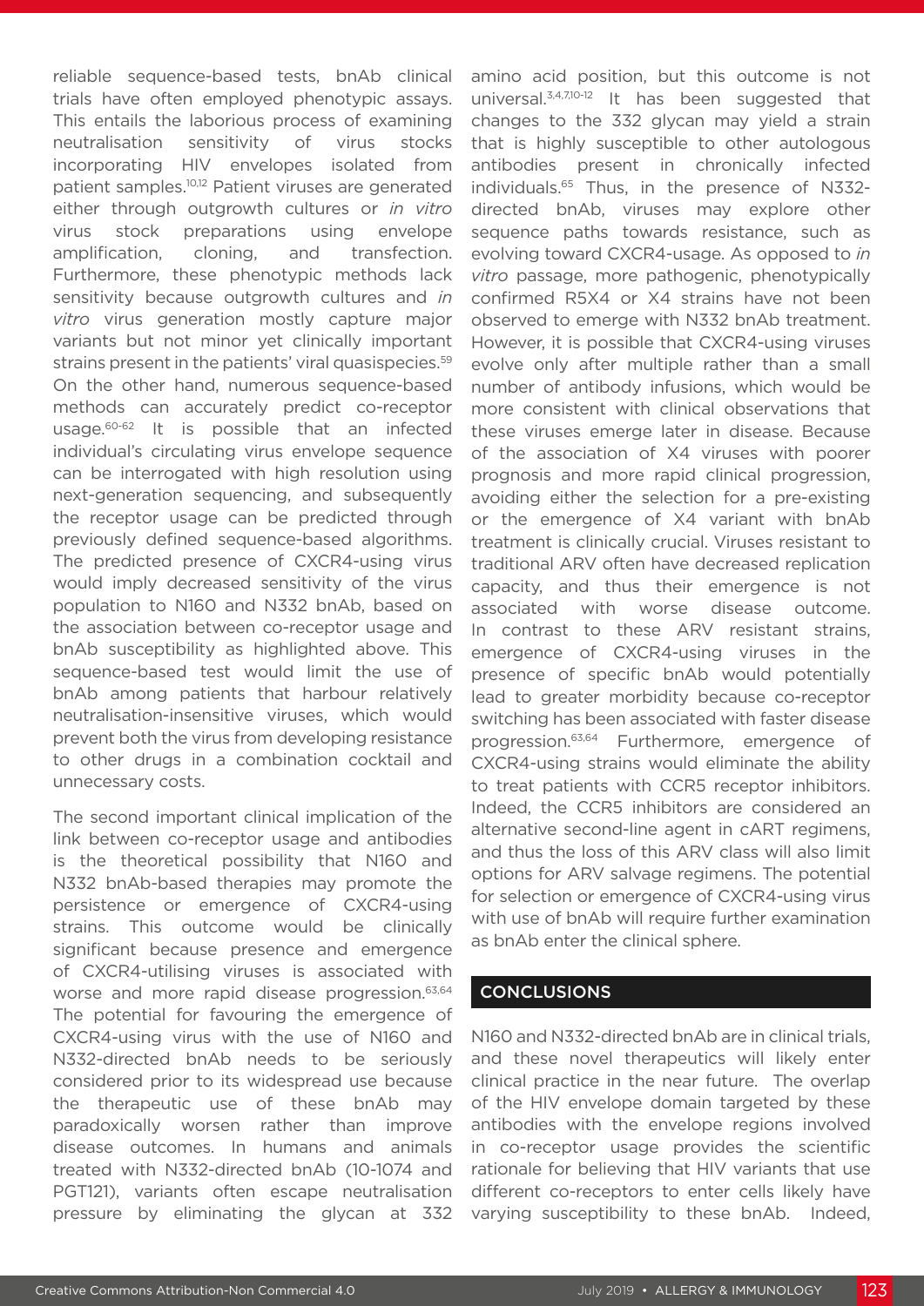reliable sequence-based tests, bnAb clinical trials have often employed phenotypic assays. This entails the laborious process of examining neutralisation sensitivity of virus stocks incorporating HIV envelopes isolated from patient samples.[10,12] Patient viruses are generated either through outgrowth cultures or *in vitro* virus stock preparations using envelope amplification, cloning, and transfection. Furthermore, these phenotypic methods lack sensitivity because outgrowth cultures and *in vitro* virus generation mostly capture major variants but not minor yet clinically important strains present in the patients' viral quasispecies.[59] On the other hand, numerous sequence-based methods can accurately predict co-receptor usage.[60-62] It is possible that an infected individual's circulating virus envelope sequence can be interrogated with high resolution using next-generation sequencing, and subsequently the receptor usage can be predicted through previously defined sequence-based algorithms. The predicted presence of CXCR4-using virus would imply decreased sensitivity of the virus population to N160 and N332 bnAb, based on the association between co-receptor usage and bnAb susceptibility as highlighted above. This sequence-based test would limit the use of bnAb among patients that harbour relatively neutralisation-insensitive viruses, which would prevent both the virus from developing resistance to other drugs in a combination cocktail and unnecessary costs.

The second important clinical implication of the link between co-receptor usage and antibodies is the theoretical possibility that N160 and N332 bnAb-based therapies may promote the persistence or emergence of CXCR4-using strains. This outcome would be clinically significant because presence and emergence of CXCR4-utilising viruses is associated with worse and more rapid disease progression.[63,64] The potential for favouring the emergence of CXCR4-using virus with the use of N160 and N332-directed bnAb needs to be seriously considered prior to its widespread use because the therapeutic use of these bnAb may paradoxically worsen rather than improve disease outcomes. In humans and animals treated with N332-directed bnAb (10-1074 and PGT121), variants often escape neutralisation pressure by eliminating the glycan at 332 amino acid position, but this outcome is not universal.[3,4,7,10-12] It has been suggested that changes to the 332 glycan may yield a strain that is highly susceptible to other autologous antibodies present in chronically infected individuals.[65] Thus, in the presence of N332-directed bnAb, viruses may explore other sequence paths towards resistance, such as evolving toward CXCR4-usage. As opposed to *in vitro* passage, more pathogenic, phenotypically confirmed R5X4 or X4 strains have not been observed to emerge with N332 bnAb treatment. However, it is possible that CXCR4-using viruses evolve only after multiple rather than a small number of antibody infusions, which would be more consistent with clinical observations that these viruses emerge later in disease. Because of the association of X4 viruses with poorer prognosis and more rapid clinical progression, avoiding either the selection for a pre-existing or the emergence of X4 variant with bnAb treatment is clinically crucial. Viruses resistant to traditional ARV often have decreased replication capacity, and thus their emergence is not associated with worse disease outcome. In contrast to these ARV resistant strains, emergence of CXCR4-using viruses in the presence of specific bnAb would potentially lead to greater morbidity because co-receptor switching has been associated with faster disease progression.[63,64] Furthermore, emergence of CXCR4-using strains would eliminate the ability to treat patients with CCR5 receptor inhibitors. Indeed, the CCR5 inhibitors are considered an alternative second-line agent in cART regimens, and thus the loss of this ARV class will also limit options for ARV salvage regimens. The potential for selection or emergence of CXCR4-using virus with use of bnAb will require further examination as bnAb enter the clinical sphere.

## CONCLUSIONS

N160 and N332-directed bnAb are in clinical trials, and these novel therapeutics will likely enter clinical practice in the near future. The overlap of the HIV envelope domain targeted by these antibodies with the envelope regions involved in co-receptor usage provides the scientific rationale for believing that HIV variants that use different co-receptors to enter cells likely have varying susceptibility to these bnAb. Indeed,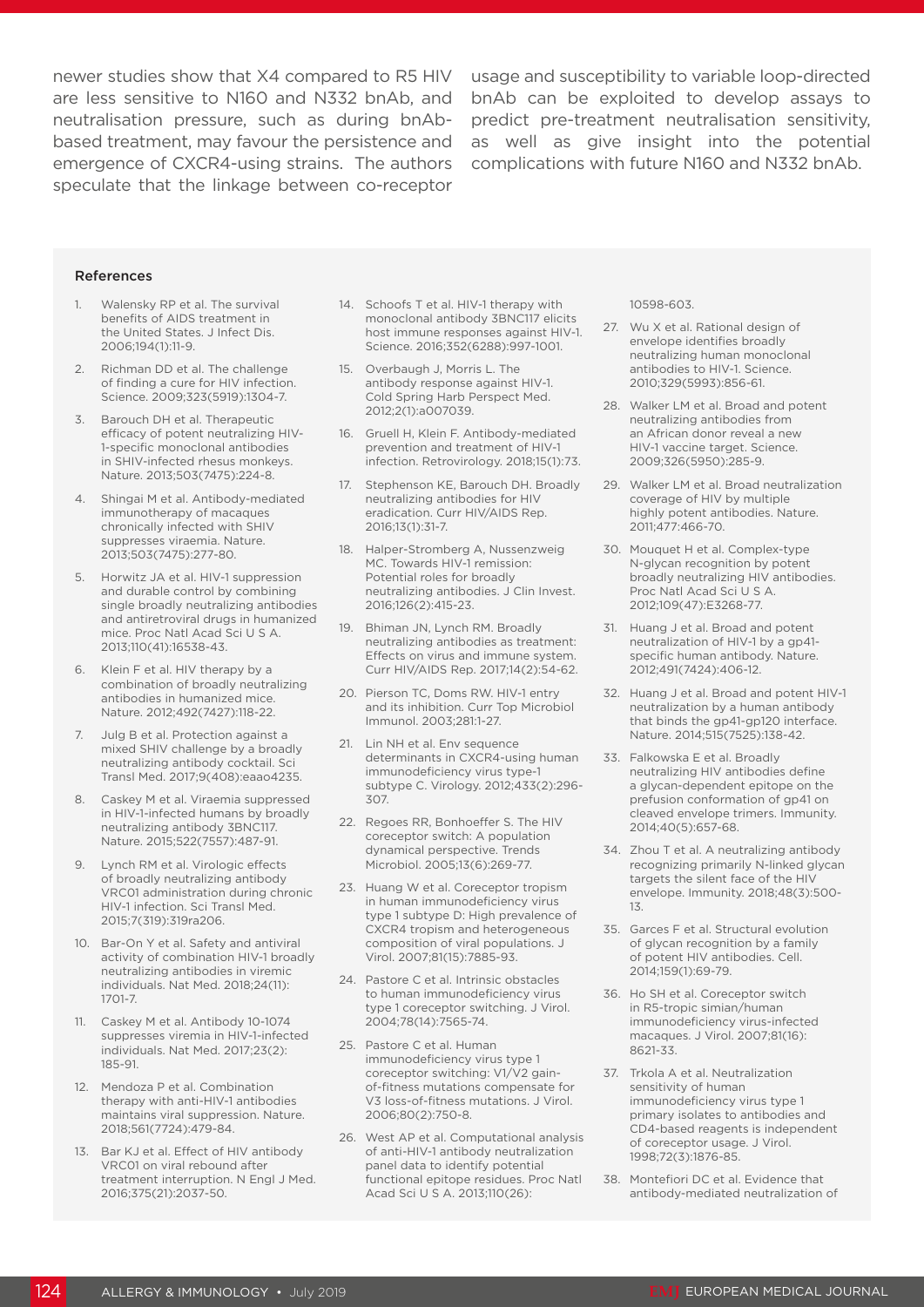newer studies show that X4 compared to R5 HIV are less sensitive to N160 and N332 bnAb, and neutralisation pressure, such as during bnAb-based treatment, may favour the persistence and emergence of CXCR4-using strains. The authors speculate that the linkage between co-receptor usage and susceptibility to variable loop-directed bnAb can be exploited to develop assays to predict pre-treatment neutralisation sensitivity, as well as give insight into the potential complications with future N160 and N332 bnAb.

#### References

1. Walensky RP et al. The survival benefits of AIDS treatment in the United States. J Infect Dis. 2006;194(1):11-9.
2. Richman DD et al. The challenge of finding a cure for HIV infection. Science. 2009;323(5919):1304-7.
3. Barouch DH et al. Therapeutic efficacy of potent neutralizing HIV-1-specific monoclonal antibodies in SHIV-infected rhesus monkeys. Nature. 2013;503(7475):224-8.
4. Shingai M et al. Antibody-mediated immunotherapy of macaques chronically infected with SHIV suppresses viraemia. Nature. 2013;503(7475):277-80.
5. Horwitz JA et al. HIV-1 suppression and durable control by combining single broadly neutralizing antibodies and antiretroviral drugs in humanized mice. Proc Natl Acad Sci U S A. 2013;110(41):16538-43.
6. Klein F et al. HIV therapy by a combination of broadly neutralizing antibodies in humanized mice. Nature. 2012;492(7427):118-22.
7. Julg B et al. Protection against a mixed SHIV challenge by a broadly neutralizing antibody cocktail. Sci Transl Med. 2017;9(408):eaao4235.
8. Caskey M et al. Viraemia suppressed in HIV-1-infected humans by broadly neutralizing antibody 3BNC117. Nature. 2015;522(7557):487-91.
9. Lynch RM et al. Virologic effects of broadly neutralizing antibody VRC01 administration during chronic HIV-1 infection. Sci Transl Med. 2015;7(319):319ra206.
10. Bar-On Y et al. Safety and antiviral activity of combination HIV-1 broadly neutralizing antibodies in viremic individuals. Nat Med. 2018;24(11): 1701-7.
11. Caskey M et al. Antibody 10-1074 suppresses viremia in HIV-1-infected individuals. Nat Med. 2017;23(2): 185-91.
12. Mendoza P et al. Combination therapy with anti-HIV-1 antibodies maintains viral suppression. Nature. 2018;561(7724):479-84.
13. Bar KJ et al. Effect of HIV antibody VRC01 on viral rebound after treatment interruption. N Engl J Med. 2016;375(21):2037-50.
14. Schoofs T et al. HIV-1 therapy with monoclonal antibody 3BNC117 elicits host immune responses against HIV-1. Science. 2016;352(6288):997-1001.
15. Overbaugh J, Morris L. The antibody response against HIV-1. Cold Spring Harb Perspect Med. 2012;2(1):a007039.
16. Gruell H, Klein F. Antibody-mediated prevention and treatment of HIV-1 infection. Retrovirology. 2018;15(1):73.
17. Stephenson KE, Barouch DH. Broadly neutralizing antibodies for HIV eradication. Curr HIV/AIDS Rep. 2016;13(1):31-7.
18. Halper-Stromberg A, Nussenzweig MC. Towards HIV-1 remission: Potential roles for broadly neutralizing antibodies. J Clin Invest. 2016;126(2):415-23.
19. Bhiman JN, Lynch RM. Broadly neutralizing antibodies as treatment: Effects on virus and immune system. Curr HIV/AIDS Rep. 2017;14(2):54-62.
20. Pierson TC, Doms RW. HIV-1 entry and its inhibition. Curr Top Microbiol Immunol. 2003;281:1-27.
21. Lin NH et al. Env sequence determinants in CXCR4-using human immunodeficiency virus type-1 subtype C. Virology. 2012;433(2):296-307.
22. Regoes RR, Bonhoeffer S. The HIV coreceptor switch: A population dynamical perspective. Trends Microbiol. 2005;13(6):269-77.
23. Huang W et al. Coreceptor tropism in human immunodeficiency virus type 1 subtype D: High prevalence of CXCR4 tropism and heterogeneous composition of viral populations. J Virol. 2007;81(15):7885-93.
24. Pastore C et al. Intrinsic obstacles to human immunodeficiency virus type 1 coreceptor switching. J Virol. 2004;78(14):7565-74.
25. Pastore C et al. Human immunodeficiency virus type 1 coreceptor switching: V1/V2 gain-of-fitness mutations compensate for V3 loss-of-fitness mutations. J Virol. 2006;80(2):750-8.
26. West AP et al. Computational analysis of anti-HIV-1 antibody neutralization panel data to identify potential functional epitope residues. Proc Natl Acad Sci U S A. 2013;110(26): 10598-603.
27. Wu X et al. Rational design of envelope identifies broadly neutralizing human monoclonal antibodies to HIV-1. Science. 2010;329(5993):856-61.
28. Walker LM et al. Broad and potent neutralizing antibodies from an African donor reveal a new HIV-1 vaccine target. Science. 2009;326(5950):285-9.
29. Walker LM et al. Broad neutralization coverage of HIV by multiple highly potent antibodies. Nature. 2011;477:466-70.
30. Mouquet H et al. Complex-type N-glycan recognition by potent broadly neutralizing HIV antibodies. Proc Natl Acad Sci U S A. 2012;109(47):E3268-77.
31. Huang J et al. Broad and potent neutralization of HIV-1 by a gp41-specific human antibody. Nature. 2012;491(7424):406-12.
32. Huang J et al. Broad and potent HIV-1 neutralization by a human antibody that binds the gp41-gp120 interface. Nature. 2014;515(7525):138-42.
33. Falkowska E et al. Broadly neutralizing HIV antibodies define a glycan-dependent epitope on the prefusion conformation of gp41 on cleaved envelope trimers. Immunity. 2014;40(5):657-68.
34. Zhou T et al. A neutralizing antibody recognizing primarily N-linked glycan targets the silent face of the HIV envelope. Immunity. 2018;48(3):500-13.
35. Garces F et al. Structural evolution of glycan recognition by a family of potent HIV antibodies. Cell. 2014;159(1):69-79.
36. Ho SH et al. Coreceptor switch in R5-tropic simian/human immunodeficiency virus-infected macaques. J Virol. 2007;81(16): 8621-33.
37. Trkola A et al. Neutralization sensitivity of human immunodeficiency virus type 1 primary isolates to antibodies and CD4-based reagents is independent of coreceptor usage. J Virol. 1998;72(3):1876-85.
38. Montefiori DC et al. Evidence that antibody-mediated neutralization of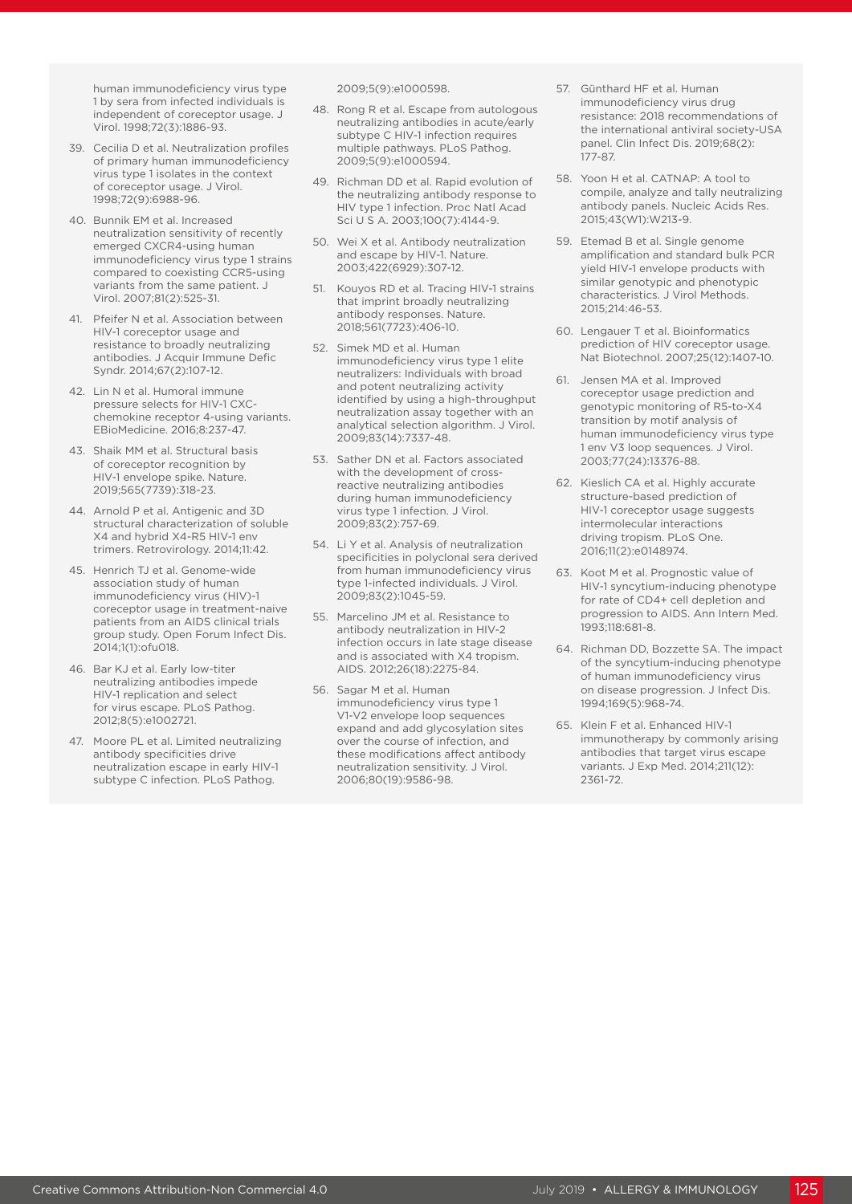human immunodeficiency virus type 1 by sera from infected individuals is independent of coreceptor usage. J Virol. 1998;72(3):1886-93.

39. Cecilia D et al. Neutralization profiles of primary human immunodeficiency virus type 1 isolates in the context of coreceptor usage. J Virol. 1998;72(9):6988-96.
40. Bunnik EM et al. Increased neutralization sensitivity of recently emerged CXCR4-using human immunodeficiency virus type 1 strains compared to coexisting CCR5-using variants from the same patient. J Virol. 2007;81(2):525-31.
41. Pfeifer N et al. Association between HIV-1 coreceptor usage and resistance to broadly neutralizing antibodies. J Acquir Immune Defic Syndr. 2014;67(2):107-12.
42. Lin N et al. Humoral immune pressure selects for HIV-1 CXC-chemokine receptor 4-using variants. EBioMedicine. 2016;8:237-47.
43. Shaik MM et al. Structural basis of coreceptor recognition by HIV-1 envelope spike. Nature. 2019;565(7739):318-23.
44. Arnold P et al. Antigenic and 3D structural characterization of soluble X4 and hybrid X4-R5 HIV-1 env trimers. Retrovirology. 2014;11:42.
45. Henrich TJ et al. Genome-wide association study of human immunodeficiency virus (HIV)-1 coreceptor usage in treatment-naive patients from an AIDS clinical trials group study. Open Forum Infect Dis. 2014;1(1):ofu018.
46. Bar KJ et al. Early low-titer neutralizing antibodies impede HIV-1 replication and select for virus escape. PLoS Pathog. 2012;8(5):e1002721.
47. Moore PL et al. Limited neutralizing antibody specificities drive neutralization escape in early HIV-1 subtype C infection. PLoS Pathog. 2009;5(9):e1000598.
48. Rong R et al. Escape from autologous neutralizing antibodies in acute/early subtype C HIV-1 infection requires multiple pathways. PLoS Pathog. 2009;5(9):e1000594.
49. Richman DD et al. Rapid evolution of the neutralizing antibody response to HIV type 1 infection. Proc Natl Acad Sci U S A. 2003;100(7):4144-9.
50. Wei X et al. Antibody neutralization and escape by HIV-1. Nature. 2003;422(6929):307-12.
51. Kouyos RD et al. Tracing HIV-1 strains that imprint broadly neutralizing antibody responses. Nature. 2018;561(7723):406-10.
52. Simek MD et al. Human immunodeficiency virus type 1 elite neutralizers: Individuals with broad and potent neutralizing activity identified by using a high-throughput neutralization assay together with an analytical selection algorithm. J Virol. 2009;83(14):7337-48.
53. Sather DN et al. Factors associated with the development of cross-reactive neutralizing antibodies during human immunodeficiency virus type 1 infection. J Virol. 2009;83(2):757-69.
54. Li Y et al. Analysis of neutralization specificities in polyclonal sera derived from human immunodeficiency virus type 1-infected individuals. J Virol. 2009;83(2):1045-59.
55. Marcelino JM et al. Resistance to antibody neutralization in HIV-2 infection occurs in late stage disease and is associated with X4 tropism. AIDS. 2012;26(18):2275-84.
56. Sagar M et al. Human immunodeficiency virus type 1 V1-V2 envelope loop sequences expand and add glycosylation sites over the course of infection, and these modifications affect antibody neutralization sensitivity. J Virol. 2006;80(19):9586-98.
57. Günthard HF et al. Human immunodeficiency virus drug resistance: 2018 recommendations of the international antiviral society-USA panel. Clin Infect Dis. 2019;68(2):177-87.
58. Yoon H et al. CATNAP: A tool to compile, analyze and tally neutralizing antibody panels. Nucleic Acids Res. 2015;43(W1):W213-9.
59. Etemad B et al. Single genome amplification and standard bulk PCR yield HIV-1 envelope products with similar genotypic and phenotypic characteristics. J Virol Methods. 2015;214:46-53.
60. Lengauer T et al. Bioinformatics prediction of HIV coreceptor usage. Nat Biotechnol. 2007;25(12):1407-10.
61. Jensen MA et al. Improved coreceptor usage prediction and genotypic monitoring of R5-to-X4 transition by motif analysis of human immunodeficiency virus type 1 env V3 loop sequences. J Virol. 2003;77(24):13376-88.
62. Kieslich CA et al. Highly accurate structure-based prediction of HIV-1 coreceptor usage suggests intermolecular interactions driving tropism. PLoS One. 2016;11(2):e0148974.
63. Koot M et al. Prognostic value of HIV-1 syncytium-inducing phenotype for rate of CD4+ cell depletion and progression to AIDS. Ann Intern Med. 1993;118:681-8.
64. Richman DD, Bozzette SA. The impact of the syncytium-inducing phenotype of human immunodeficiency virus on disease progression. J Infect Dis. 1994;169(5):968-74.
65. Klein F et al. Enhanced HIV-1 immunotherapy by commonly arising antibodies that target virus escape variants. J Exp Med. 2014;211(12):2361-72.